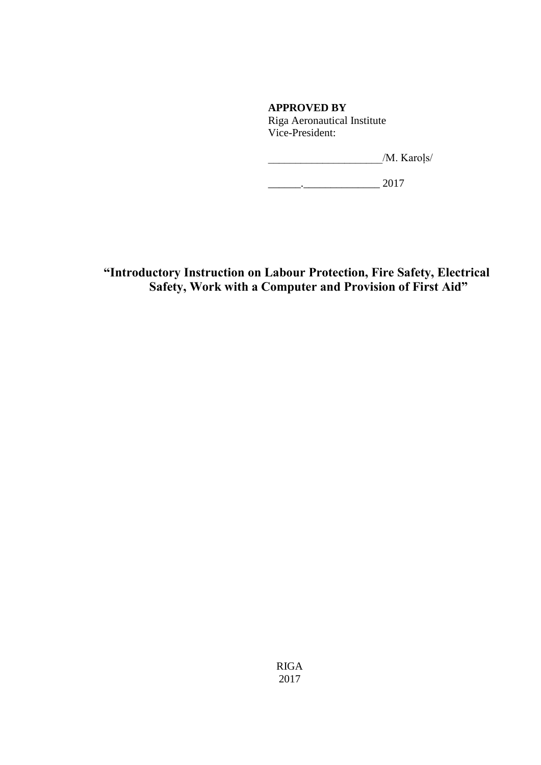**APPROVED BY**
Riga Aeronautical Institute
Vice-President:

____________________/M. Karoļs/

______.______________ 2017

# "Introductory Instruction on Labour Protection, Fire Safety, Electrical Safety, Work with a Computer and Provision of First Aid"

RIGA
2017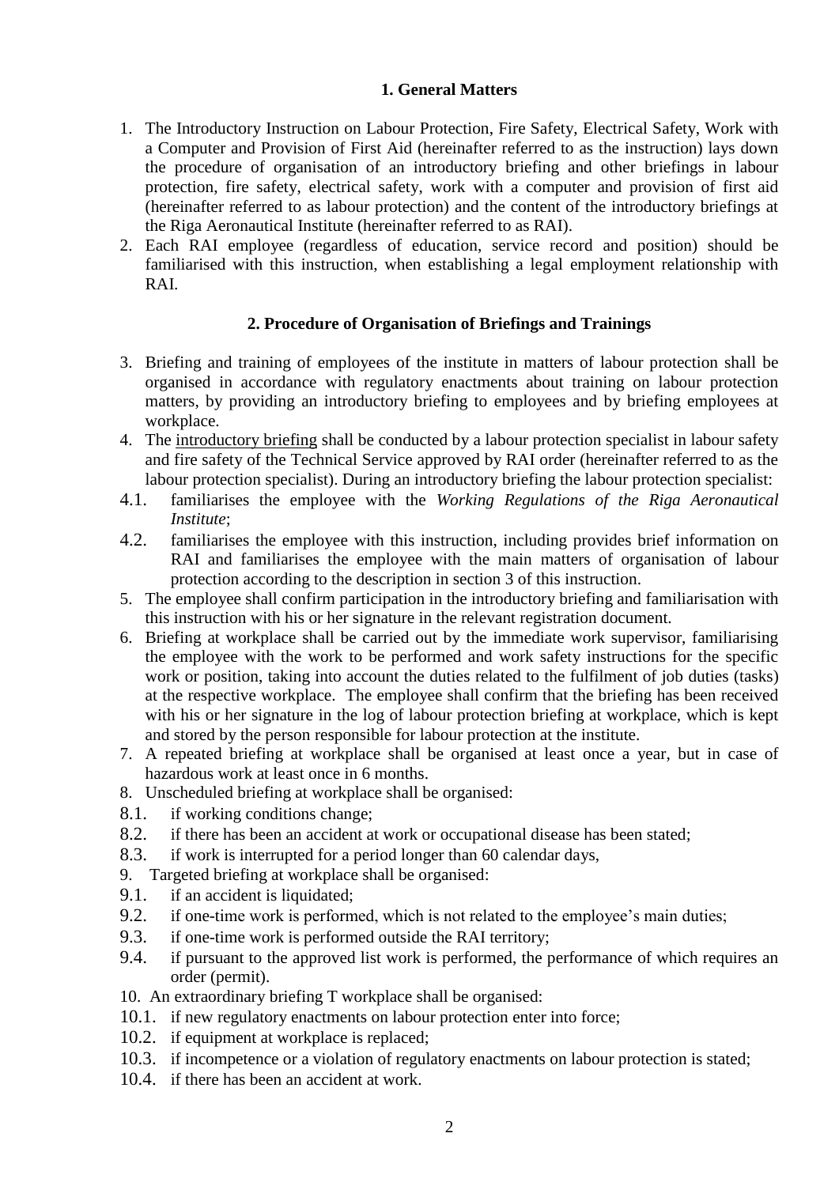## 1. General Matters

1. The Introductory Instruction on Labour Protection, Fire Safety, Electrical Safety, Work with a Computer and Provision of First Aid (hereinafter referred to as the instruction) lays down the procedure of organisation of an introductory briefing and other briefings in labour protection, fire safety, electrical safety, work with a computer and provision of first aid (hereinafter referred to as labour protection) and the content of the introductory briefings at the Riga Aeronautical Institute (hereinafter referred to as RAI).
2. Each RAI employee (regardless of education, service record and position) should be familiarised with this instruction, when establishing a legal employment relationship with RAI.

## 2. Procedure of Organisation of Briefings and Trainings

3. Briefing and training of employees of the institute in matters of labour protection shall be organised in accordance with regulatory enactments about training on labour protection matters, by providing an introductory briefing to employees and by briefing employees at workplace.
4. The introductory briefing shall be conducted by a labour protection specialist in labour safety and fire safety of the Technical Service approved by RAI order (hereinafter referred to as the labour protection specialist). During an introductory briefing the labour protection specialist:

4.1. familiarises the employee with the *Working Regulations of the Riga Aeronautical Institute*;

4.2. familiarises the employee with this instruction, including provides brief information on RAI and familiarises the employee with the main matters of organisation of labour protection according to the description in section 3 of this instruction.

5. The employee shall confirm participation in the introductory briefing and familiarisation with this instruction with his or her signature in the relevant registration document.
6. Briefing at workplace shall be carried out by the immediate work supervisor, familiarising the employee with the work to be performed and work safety instructions for the specific work or position, taking into account the duties related to the fulfilment of job duties (tasks) at the respective workplace. The employee shall confirm that the briefing has been received with his or her signature in the log of labour protection briefing at workplace, which is kept and stored by the person responsible for labour protection at the institute.
7. A repeated briefing at workplace shall be organised at least once a year, but in case of hazardous work at least once in 6 months.
8. Unscheduled briefing at workplace shall be organised:

8.1. if working conditions change;

8.2. if there has been an accident at work or occupational disease has been stated;

8.3. if work is interrupted for a period longer than 60 calendar days,

9. Targeted briefing at workplace shall be organised:

9.1. if an accident is liquidated;

9.2. if one-time work is performed, which is not related to the employee's main duties;

9.3. if one-time work is performed outside the RAI territory;

9.4. if pursuant to the approved list work is performed, the performance of which requires an order (permit).

10. An extraordinary briefing T workplace shall be organised:

10.1. if new regulatory enactments on labour protection enter into force;

10.2. if equipment at workplace is replaced;

10.3. if incompetence or a violation of regulatory enactments on labour protection is stated;

10.4. if there has been an accident at work.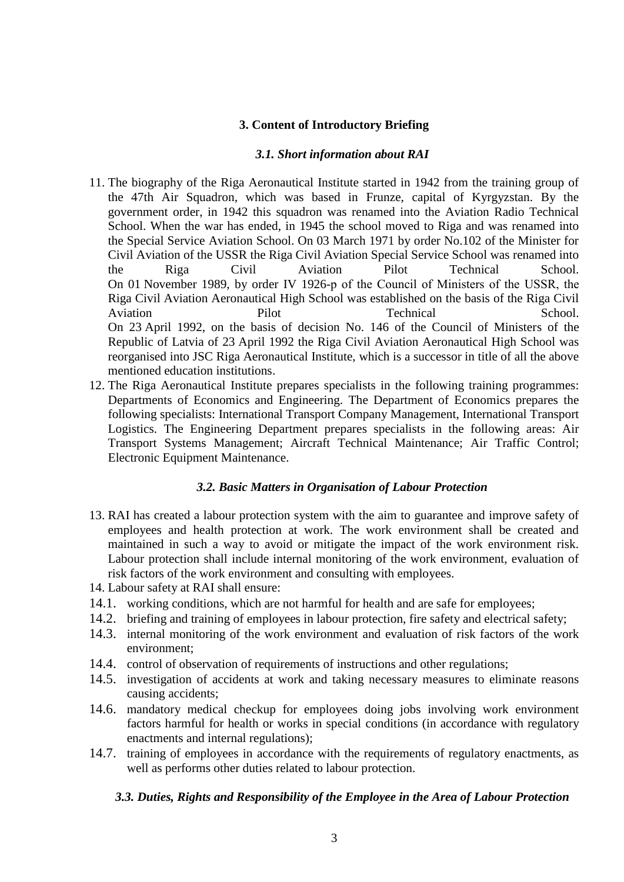## 3. Content of Introductory Briefing

### *3.1. Short information about RAI*

11. The biography of the Riga Aeronautical Institute started in 1942 from the training group of the 47th Air Squadron, which was based in Frunze, capital of Kyrgyzstan. By the government order, in 1942 this squadron was renamed into the Aviation Radio Technical School. When the war has ended, in 1945 the school moved to Riga and was renamed into the Special Service Aviation School. On 03 March 1971 by order No.102 of the Minister for Civil Aviation of the USSR the Riga Civil Aviation Special Service School was renamed into the Riga Civil Aviation Pilot Technical School.
On 01 November 1989, by order IV 1926-p of the Council of Ministers of the USSR, the Riga Civil Aviation Aeronautical High School was established on the basis of the Riga Civil Aviation Pilot Technical School.
On 23 April 1992, on the basis of decision No. 146 of the Council of Ministers of the Republic of Latvia of 23 April 1992 the Riga Civil Aviation Aeronautical High School was reorganised into JSC Riga Aeronautical Institute, which is a successor in title of all the above mentioned education institutions.
12. The Riga Aeronautical Institute prepares specialists in the following training programmes: Departments of Economics and Engineering. The Department of Economics prepares the following specialists: International Transport Company Management, International Transport Logistics. The Engineering Department prepares specialists in the following areas: Air Transport Systems Management; Aircraft Technical Maintenance; Air Traffic Control; Electronic Equipment Maintenance.

### *3.2. Basic Matters in Organisation of Labour Protection*

13. RAI has created a labour protection system with the aim to guarantee and improve safety of employees and health protection at work. The work environment shall be created and maintained in such a way to avoid or mitigate the impact of the work environment risk. Labour protection shall include internal monitoring of the work environment, evaluation of risk factors of the work environment and consulting with employees.
14. Labour safety at RAI shall ensure:

14.1. working conditions, which are not harmful for health and are safe for employees;

14.2. briefing and training of employees in labour protection, fire safety and electrical safety;

14.3. internal monitoring of the work environment and evaluation of risk factors of the work environment;

14.4. control of observation of requirements of instructions and other regulations;

14.5. investigation of accidents at work and taking necessary measures to eliminate reasons causing accidents;

14.6. mandatory medical checkup for employees doing jobs involving work environment factors harmful for health or works in special conditions (in accordance with regulatory enactments and internal regulations);

14.7. training of employees in accordance with the requirements of regulatory enactments, as well as performs other duties related to labour protection.

### *3.3. Duties, Rights and Responsibility of the Employee in the Area of Labour Protection*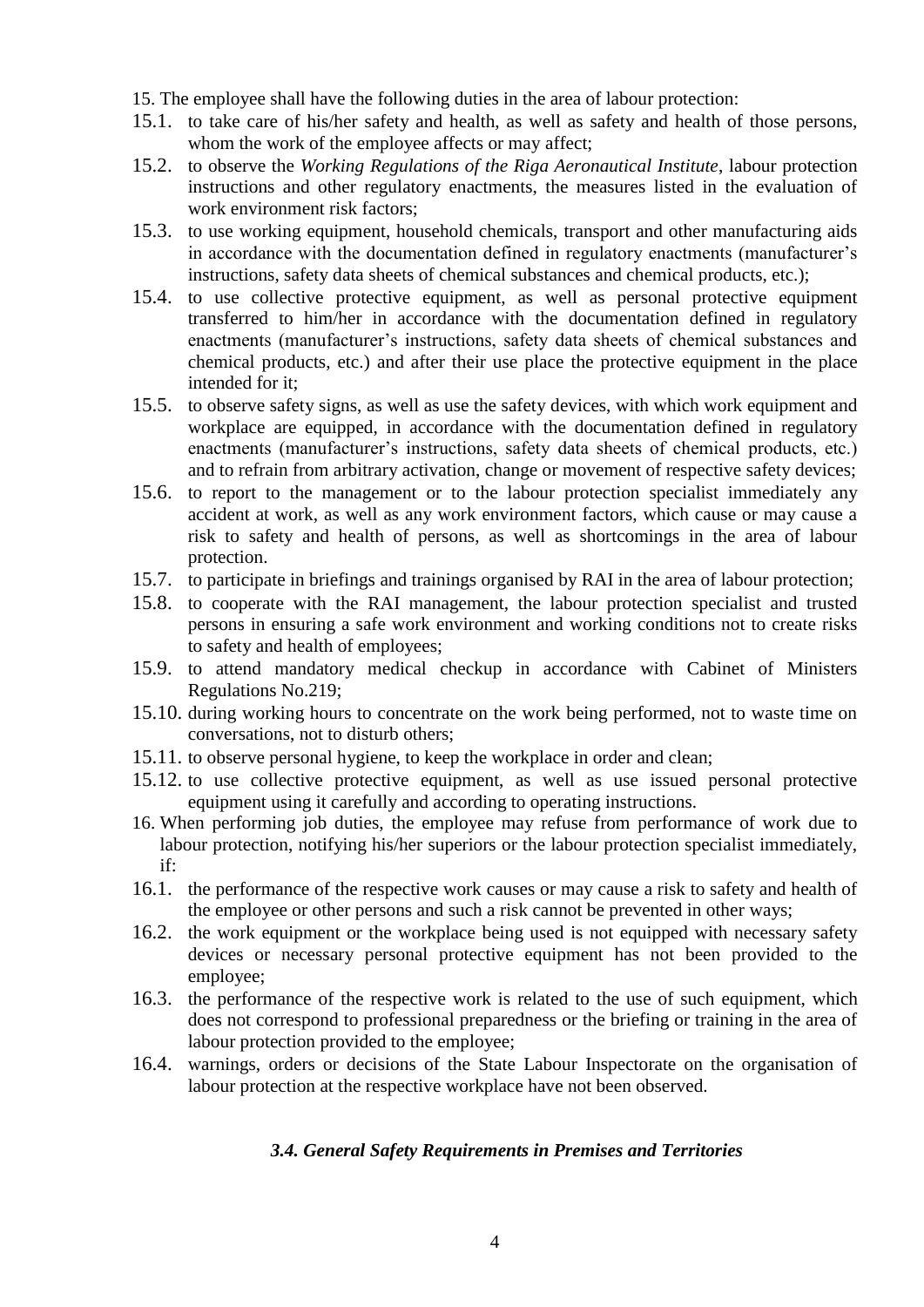15. The employee shall have the following duties in the area of labour protection:

15.1. to take care of his/her safety and health, as well as safety and health of those persons, whom the work of the employee affects or may affect;

15.2. to observe the *Working Regulations of the Riga Aeronautical Institute*, labour protection instructions and other regulatory enactments, the measures listed in the evaluation of work environment risk factors;

15.3. to use working equipment, household chemicals, transport and other manufacturing aids in accordance with the documentation defined in regulatory enactments (manufacturer's instructions, safety data sheets of chemical substances and chemical products, etc.);

15.4. to use collective protective equipment, as well as personal protective equipment transferred to him/her in accordance with the documentation defined in regulatory enactments (manufacturer's instructions, safety data sheets of chemical substances and chemical products, etc.) and after their use place the protective equipment in the place intended for it;

15.5. to observe safety signs, as well as use the safety devices, with which work equipment and workplace are equipped, in accordance with the documentation defined in regulatory enactments (manufacturer's instructions, safety data sheets of chemical products, etc.) and to refrain from arbitrary activation, change or movement of respective safety devices;

15.6. to report to the management or to the labour protection specialist immediately any accident at work, as well as any work environment factors, which cause or may cause a risk to safety and health of persons, as well as shortcomings in the area of labour protection.

15.7. to participate in briefings and trainings organised by RAI in the area of labour protection;

15.8. to cooperate with the RAI management, the labour protection specialist and trusted persons in ensuring a safe work environment and working conditions not to create risks to safety and health of employees;

15.9. to attend mandatory medical checkup in accordance with Cabinet of Ministers Regulations No.219;

15.10. during working hours to concentrate on the work being performed, not to waste time on conversations, not to disturb others;

15.11. to observe personal hygiene, to keep the workplace in order and clean;

15.12. to use collective protective equipment, as well as use issued personal protective equipment using it carefully and according to operating instructions.

16. When performing job duties, the employee may refuse from performance of work due to labour protection, notifying his/her superiors or the labour protection specialist immediately, if:

16.1. the performance of the respective work causes or may cause a risk to safety and health of the employee or other persons and such a risk cannot be prevented in other ways;

16.2. the work equipment or the workplace being used is not equipped with necessary safety devices or necessary personal protective equipment has not been provided to the employee;

16.3. the performance of the respective work is related to the use of such equipment, which does not correspond to professional preparedness or the briefing or training in the area of labour protection provided to the employee;

16.4. warnings, orders or decisions of the State Labour Inspectorate on the organisation of labour protection at the respective workplace have not been observed.

### *3.4. General Safety Requirements in Premises and Territories*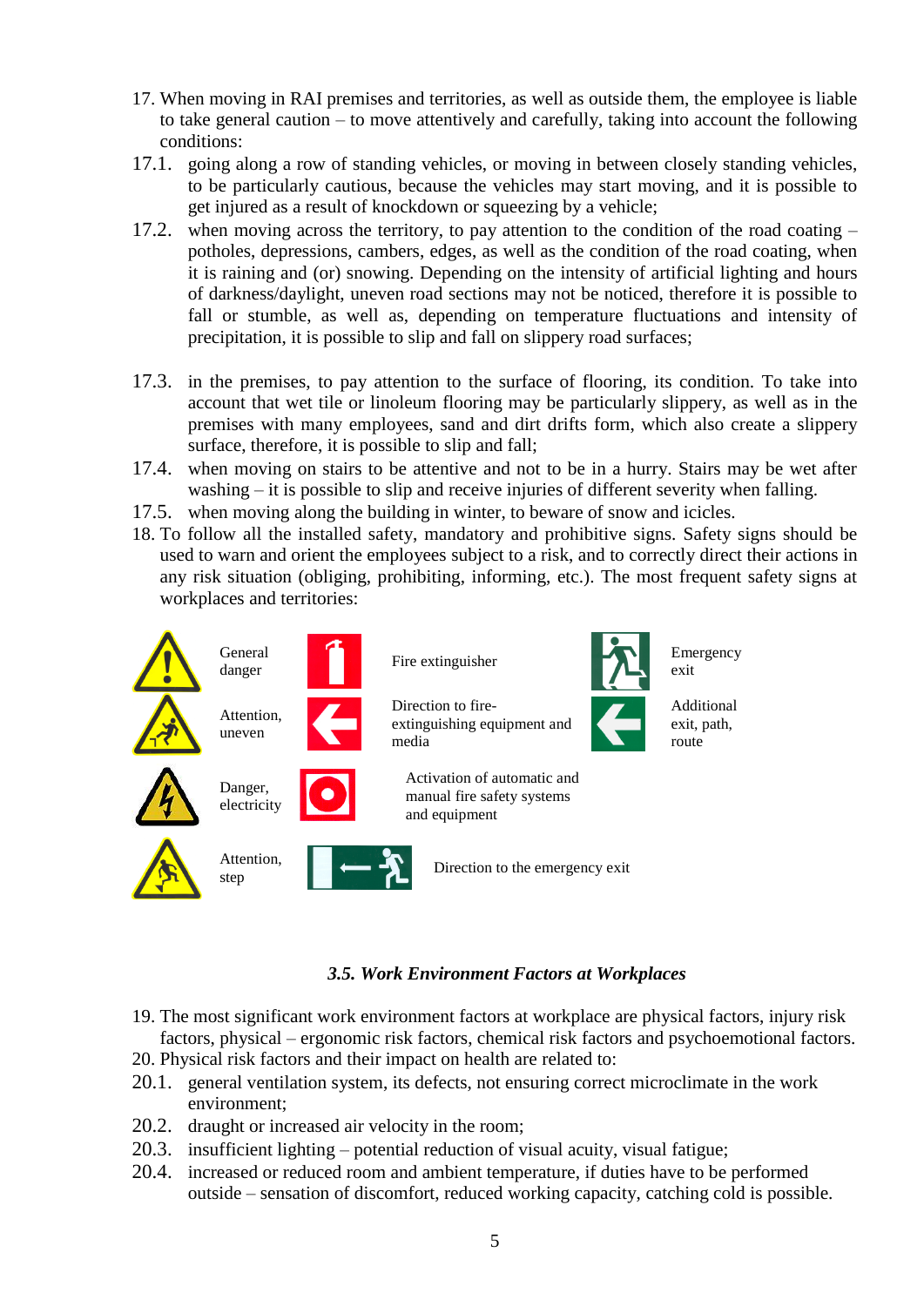17. When moving in RAI premises and territories, as well as outside them, the employee is liable to take general caution – to move attentively and carefully, taking into account the following conditions:

17.1. going along a row of standing vehicles, or moving in between closely standing vehicles, to be particularly cautious, because the vehicles may start moving, and it is possible to get injured as a result of knockdown or squeezing by a vehicle;

17.2. when moving across the territory, to pay attention to the condition of the road coating – potholes, depressions, cambers, edges, as well as the condition of the road coating, when it is raining and (or) snowing. Depending on the intensity of artificial lighting and hours of darkness/daylight, uneven road sections may not be noticed, therefore it is possible to fall or stumble, as well as, depending on temperature fluctuations and intensity of precipitation, it is possible to slip and fall on slippery road surfaces;

17.3. in the premises, to pay attention to the surface of flooring, its condition. To take into account that wet tile or linoleum flooring may be particularly slippery, as well as in the premises with many employees, sand and dirt drifts form, which also create a slippery surface, therefore, it is possible to slip and fall;

17.4. when moving on stairs to be attentive and not to be in a hurry. Stairs may be wet after washing – it is possible to slip and receive injuries of different severity when falling.

17.5. when moving along the building in winter, to beware of snow and icicles.

18. To follow all the installed safety, mandatory and prohibitive signs. Safety signs should be used to warn and orient the employees subject to a risk, and to correctly direct their actions in any risk situation (obliging, prohibiting, informing, etc.). The most frequent safety signs at workplaces and territories:

| Sign | Sign | Sign |
|---|---|---|
| General danger | Fire extinguisher | Emergency exit |
| Attention, uneven | Direction to fire-extinguishing equipment and media | Additional exit, path, route |
| Danger, electricity | Activation of automatic and manual fire safety systems and equipment | |
| Attention, step | Direction to the emergency exit | |

### *3.5. Work Environment Factors at Workplaces*

19. The most significant work environment factors at workplace are physical factors, injury risk factors, physical – ergonomic risk factors, chemical risk factors and psychoemotional factors.

20. Physical risk factors and their impact on health are related to:

20.1. general ventilation system, its defects, not ensuring correct microclimate in the work environment;

20.2. draught or increased air velocity in the room;

20.3. insufficient lighting – potential reduction of visual acuity, visual fatigue;

20.4. increased or reduced room and ambient temperature, if duties have to be performed outside – sensation of discomfort, reduced working capacity, catching cold is possible.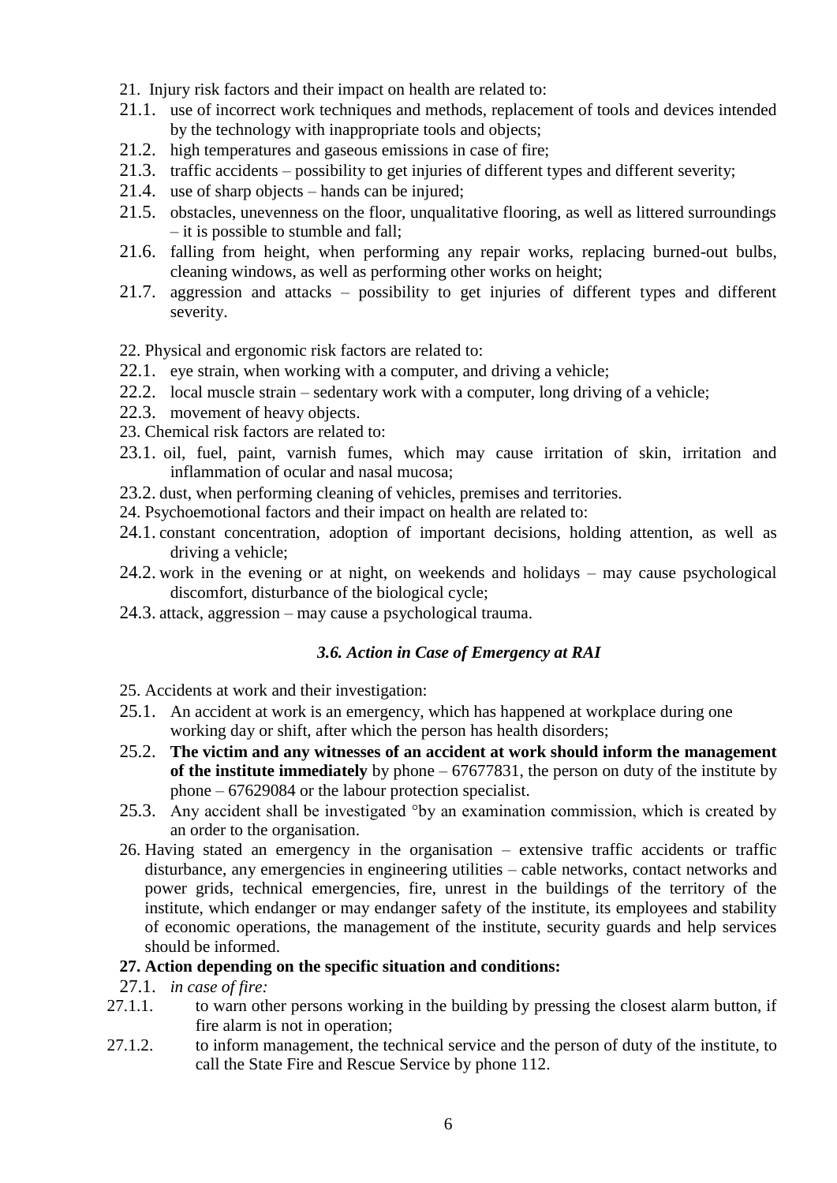21. Injury risk factors and their impact on health are related to:
21.1. use of incorrect work techniques and methods, replacement of tools and devices intended by the technology with inappropriate tools and objects;
21.2. high temperatures and gaseous emissions in case of fire;
21.3. traffic accidents – possibility to get injuries of different types and different severity;
21.4. use of sharp objects – hands can be injured;
21.5. obstacles, unevenness on the floor, unqualitative flooring, as well as littered surroundings – it is possible to stumble and fall;
21.6. falling from height, when performing any repair works, replacing burned-out bulbs, cleaning windows, as well as performing other works on height;
21.7. aggression and attacks – possibility to get injuries of different types and different severity.

22. Physical and ergonomic risk factors are related to:
22.1. eye strain, when working with a computer, and driving a vehicle;
22.2. local muscle strain – sedentary work with a computer, long driving of a vehicle;
22.3. movement of heavy objects.
23. Chemical risk factors are related to:
23.1. oil, fuel, paint, varnish fumes, which may cause irritation of skin, irritation and inflammation of ocular and nasal mucosa;
23.2. dust, when performing cleaning of vehicles, premises and territories.
24. Psychoemotional factors and their impact on health are related to:
24.1. constant concentration, adoption of important decisions, holding attention, as well as driving a vehicle;
24.2. work in the evening or at night, on weekends and holidays – may cause psychological discomfort, disturbance of the biological cycle;
24.3. attack, aggression – may cause a psychological trauma.

### *3.6. Action in Case of Emergency at RAI*

25. Accidents at work and their investigation:
25.1. An accident at work is an emergency, which has happened at workplace during one working day or shift, after which the person has health disorders;
25.2. **The victim and any witnesses of an accident at work should inform the management of the institute immediately** by phone – 67677831, the person on duty of the institute by phone – 67629084 or the labour protection specialist.
25.3. Any accident shall be investigated °by an examination commission, which is created by an order to the organisation.
26. Having stated an emergency in the organisation – extensive traffic accidents or traffic disturbance, any emergencies in engineering utilities – cable networks, contact networks and power grids, technical emergencies, fire, unrest in the buildings of the territory of the institute, which endanger or may endanger safety of the institute, its employees and stability of economic operations, the management of the institute, security guards and help services should be informed.

**27. Action depending on the specific situation and conditions:**

27.1. *in case of fire:*
27.1.1. to warn other persons working in the building by pressing the closest alarm button, if fire alarm is not in operation;
27.1.2. to inform management, the technical service and the person of duty of the institute, to call the State Fire and Rescue Service by phone 112.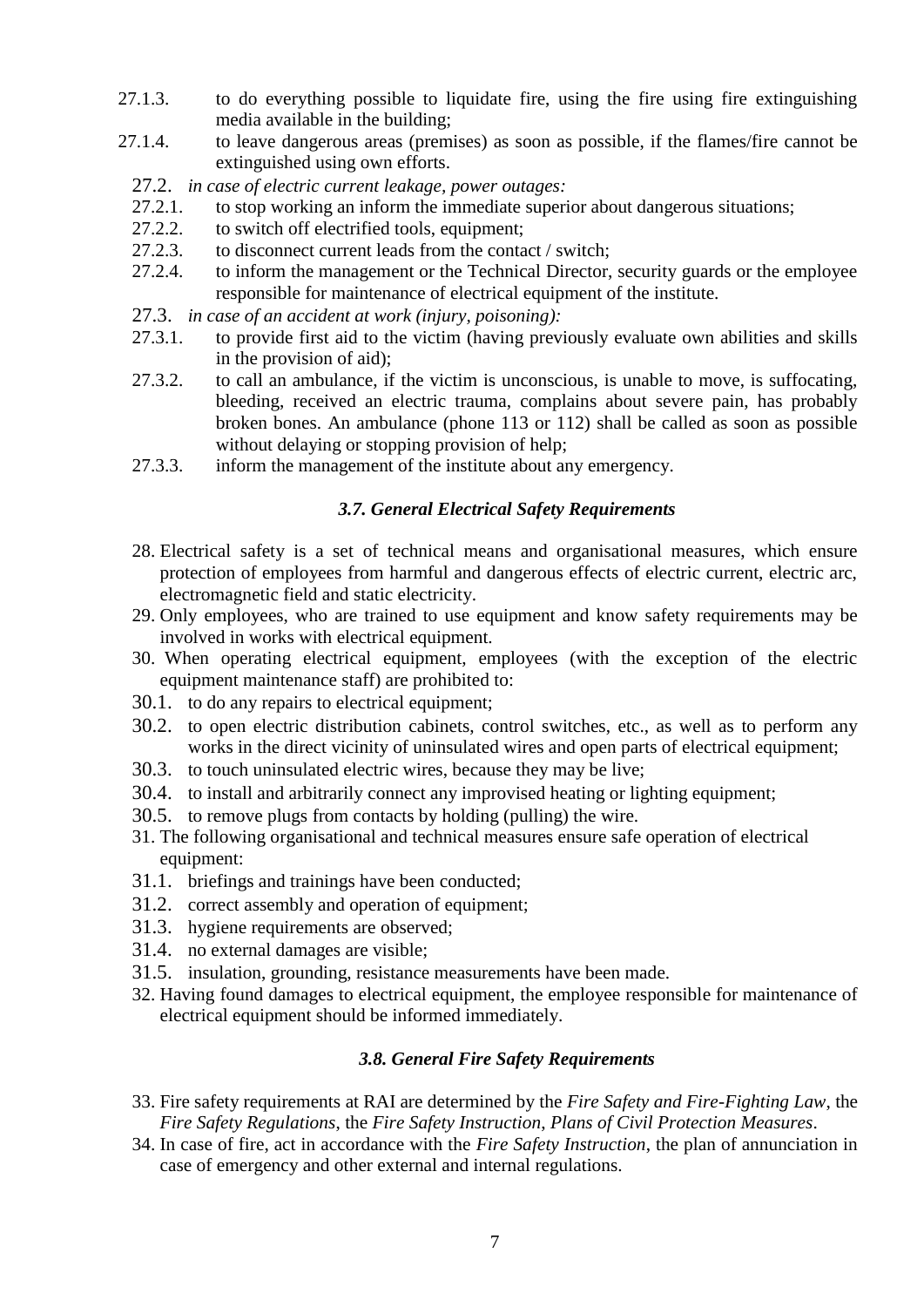27.1.3. to do everything possible to liquidate fire, using the fire using fire extinguishing media available in the building;

27.1.4. to leave dangerous areas (premises) as soon as possible, if the flames/fire cannot be extinguished using own efforts.

27.2. *in case of electric current leakage, power outages:*

27.2.1. to stop working an inform the immediate superior about dangerous situations;

27.2.2. to switch off electrified tools, equipment;

27.2.3. to disconnect current leads from the contact / switch;

27.2.4. to inform the management or the Technical Director, security guards or the employee responsible for maintenance of electrical equipment of the institute.

27.3. *in case of an accident at work (injury, poisoning):*

27.3.1. to provide first aid to the victim (having previously evaluate own abilities and skills in the provision of aid);

27.3.2. to call an ambulance, if the victim is unconscious, is unable to move, is suffocating, bleeding, received an electric trauma, complains about severe pain, has probably broken bones. An ambulance (phone 113 or 112) shall be called as soon as possible without delaying or stopping provision of help;

27.3.3. inform the management of the institute about any emergency.

### *3.7. General Electrical Safety Requirements*

28. Electrical safety is a set of technical means and organisational measures, which ensure protection of employees from harmful and dangerous effects of electric current, electric arc, electromagnetic field and static electricity.
29. Only employees, who are trained to use equipment and know safety requirements may be involved in works with electrical equipment.
30. When operating electrical equipment, employees (with the exception of the electric equipment maintenance staff) are prohibited to:

30.1. to do any repairs to electrical equipment;

30.2. to open electric distribution cabinets, control switches, etc., as well as to perform any works in the direct vicinity of uninsulated wires and open parts of electrical equipment;

30.3. to touch uninsulated electric wires, because they may be live;

30.4. to install and arbitrarily connect any improvised heating or lighting equipment;

30.5. to remove plugs from contacts by holding (pulling) the wire.

31. The following organisational and technical measures ensure safe operation of electrical equipment:

31.1. briefings and trainings have been conducted;

31.2. correct assembly and operation of equipment;

31.3. hygiene requirements are observed;

31.4. no external damages are visible;

31.5. insulation, grounding, resistance measurements have been made.

32. Having found damages to electrical equipment, the employee responsible for maintenance of electrical equipment should be informed immediately.

### *3.8. General Fire Safety Requirements*

33. Fire safety requirements at RAI are determined by the *Fire Safety and Fire-Fighting Law*, the *Fire Safety Regulations*, the *Fire Safety Instruction*, *Plans of Civil Protection Measures*.
34. In case of fire, act in accordance with the *Fire Safety Instruction*, the plan of annunciation in case of emergency and other external and internal regulations.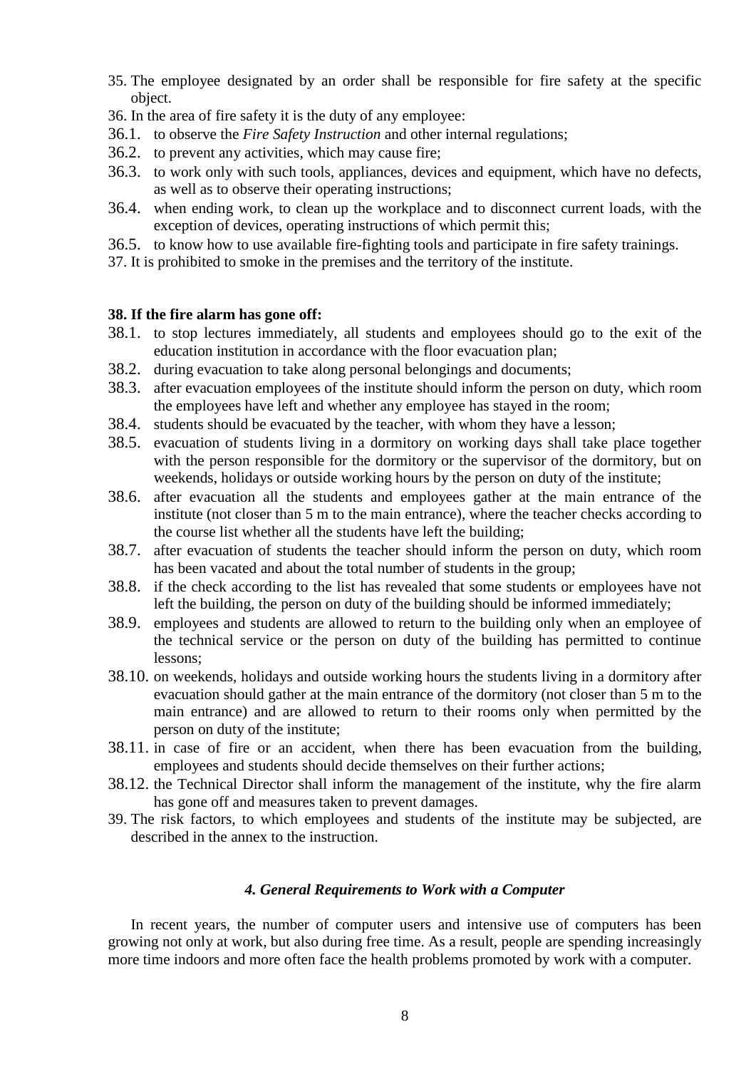35. The employee designated by an order shall be responsible for fire safety at the specific object.
36. In the area of fire safety it is the duty of any employee:
36.1. to observe the *Fire Safety Instruction* and other internal regulations;
36.2. to prevent any activities, which may cause fire;
36.3. to work only with such tools, appliances, devices and equipment, which have no defects, as well as to observe their operating instructions;
36.4. when ending work, to clean up the workplace and to disconnect current loads, with the exception of devices, operating instructions of which permit this;
36.5. to know how to use available fire-fighting tools and participate in fire safety trainings.
37. It is prohibited to smoke in the premises and the territory of the institute.

**38. If the fire alarm has gone off:**

38.1. to stop lectures immediately, all students and employees should go to the exit of the education institution in accordance with the floor evacuation plan;
38.2. during evacuation to take along personal belongings and documents;
38.3. after evacuation employees of the institute should inform the person on duty, which room the employees have left and whether any employee has stayed in the room;
38.4. students should be evacuated by the teacher, with whom they have a lesson;
38.5. evacuation of students living in a dormitory on working days shall take place together with the person responsible for the dormitory or the supervisor of the dormitory, but on weekends, holidays or outside working hours by the person on duty of the institute;
38.6. after evacuation all the students and employees gather at the main entrance of the institute (not closer than 5 m to the main entrance), where the teacher checks according to the course list whether all the students have left the building;
38.7. after evacuation of students the teacher should inform the person on duty, which room has been vacated and about the total number of students in the group;
38.8. if the check according to the list has revealed that some students or employees have not left the building, the person on duty of the building should be informed immediately;
38.9. employees and students are allowed to return to the building only when an employee of the technical service or the person on duty of the building has permitted to continue lessons;
38.10. on weekends, holidays and outside working hours the students living in a dormitory after evacuation should gather at the main entrance of the dormitory (not closer than 5 m to the main entrance) and are allowed to return to their rooms only when permitted by the person on duty of the institute;
38.11. in case of fire or an accident, when there has been evacuation from the building, employees and students should decide themselves on their further actions;
38.12. the Technical Director shall inform the management of the institute, why the fire alarm has gone off and measures taken to prevent damages.

39. The risk factors, to which employees and students of the institute may be subjected, are described in the annex to the instruction.

### *4. General Requirements to Work with a Computer*

In recent years, the number of computer users and intensive use of computers has been growing not only at work, but also during free time. As a result, people are spending increasingly more time indoors and more often face the health problems promoted by work with a computer.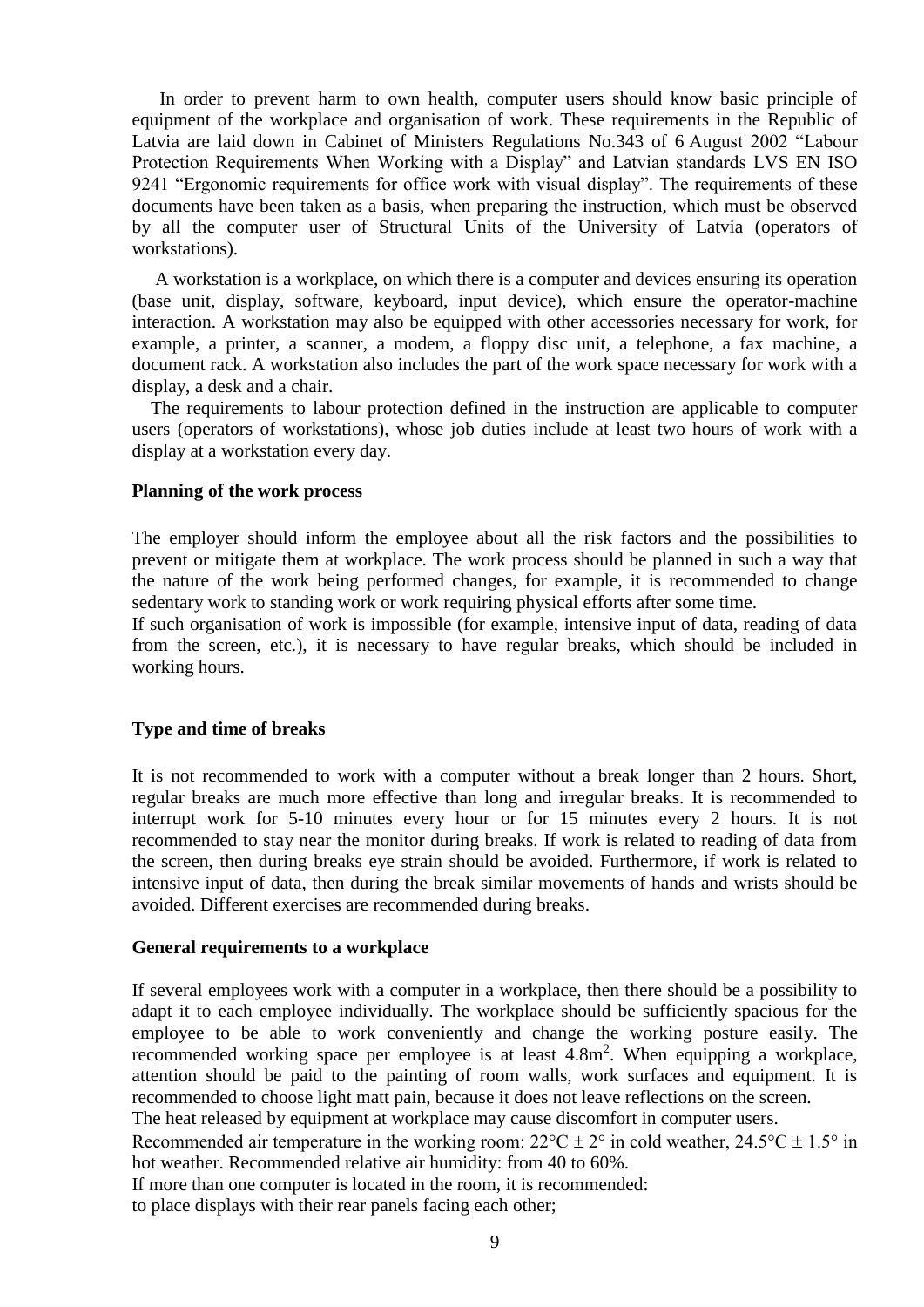In order to prevent harm to own health, computer users should know basic principle of equipment of the workplace and organisation of work. These requirements in the Republic of Latvia are laid down in Cabinet of Ministers Regulations No.343 of 6 August 2002 "Labour Protection Requirements When Working with a Display" and Latvian standards LVS EN ISO 9241 "Ergonomic requirements for office work with visual display". The requirements of these documents have been taken as a basis, when preparing the instruction, which must be observed by all the computer user of Structural Units of the University of Latvia (operators of workstations).

A workstation is a workplace, on which there is a computer and devices ensuring its operation (base unit, display, software, keyboard, input device), which ensure the operator-machine interaction. A workstation may also be equipped with other accessories necessary for work, for example, a printer, a scanner, a modem, a floppy disc unit, a telephone, a fax machine, a document rack. A workstation also includes the part of the work space necessary for work with a display, a desk and a chair.

The requirements to labour protection defined in the instruction are applicable to computer users (operators of workstations), whose job duties include at least two hours of work with a display at a workstation every day.

**Planning of the work process**

The employer should inform the employee about all the risk factors and the possibilities to prevent or mitigate them at workplace. The work process should be planned in such a way that the nature of the work being performed changes, for example, it is recommended to change sedentary work to standing work or work requiring physical efforts after some time.

If such organisation of work is impossible (for example, intensive input of data, reading of data from the screen, etc.), it is necessary to have regular breaks, which should be included in working hours.

**Type and time of breaks**

It is not recommended to work with a computer without a break longer than 2 hours. Short, regular breaks are much more effective than long and irregular breaks. It is recommended to interrupt work for 5-10 minutes every hour or for 15 minutes every 2 hours. It is not recommended to stay near the monitor during breaks. If work is related to reading of data from the screen, then during breaks eye strain should be avoided. Furthermore, if work is related to intensive input of data, then during the break similar movements of hands and wrists should be avoided. Different exercises are recommended during breaks.

**General requirements to a workplace**

If several employees work with a computer in a workplace, then there should be a possibility to adapt it to each employee individually. The workplace should be sufficiently spacious for the employee to be able to work conveniently and change the working posture easily. The recommended working space per employee is at least $4.8m^2$. When equipping a workplace, attention should be paid to the painting of room walls, work surfaces and equipment. It is recommended to choose light matt pain, because it does not leave reflections on the screen.

The heat released by equipment at workplace may cause discomfort in computer users.

Recommended air temperature in the working room: $22°C \pm 2°$ in cold weather, $24.5°C \pm 1.5°$ in hot weather. Recommended relative air humidity: from 40 to 60%.

If more than one computer is located in the room, it is recommended:

to place displays with their rear panels facing each other;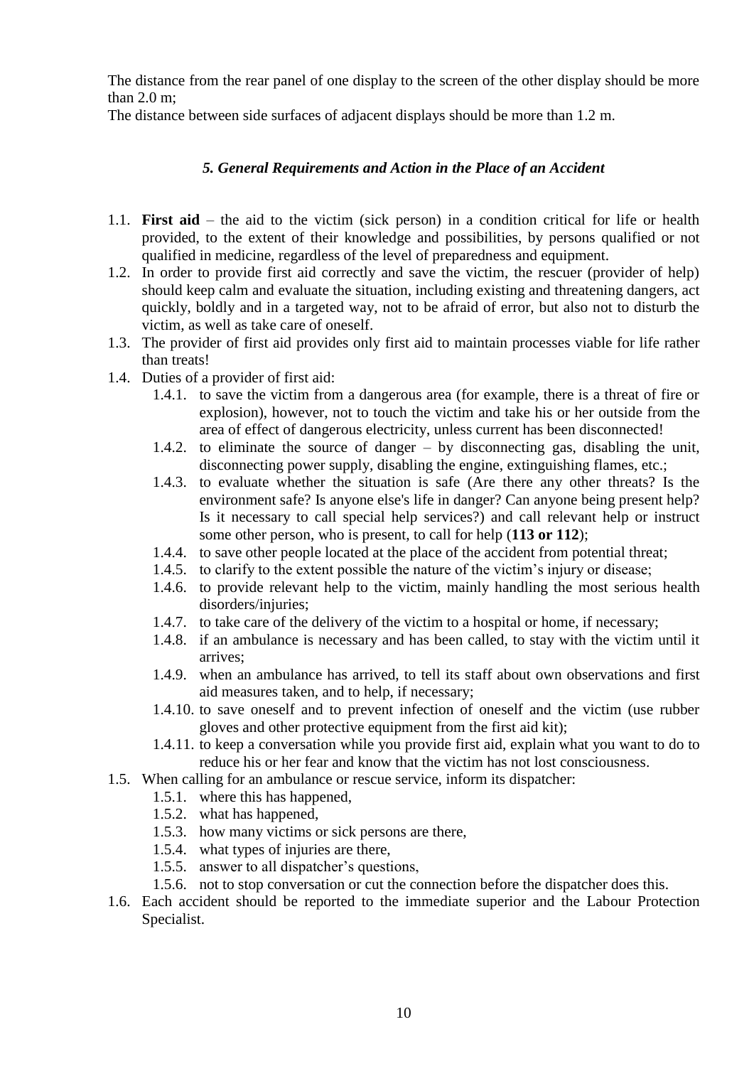The distance from the rear panel of one display to the screen of the other display should be more than 2.0 m;

The distance between side surfaces of adjacent displays should be more than 1.2 m.

### *5. General Requirements and Action in the Place of an Accident*

1.1. **First aid** – the aid to the victim (sick person) in a condition critical for life or health provided, to the extent of their knowledge and possibilities, by persons qualified or not qualified in medicine, regardless of the level of preparedness and equipment.

1.2. In order to provide first aid correctly and save the victim, the rescuer (provider of help) should keep calm and evaluate the situation, including existing and threatening dangers, act quickly, boldly and in a targeted way, not to be afraid of error, but also not to disturb the victim, as well as take care of oneself.

1.3. The provider of first aid provides only first aid to maintain processes viable for life rather than treats!

1.4. Duties of a provider of first aid:

   1.4.1. to save the victim from a dangerous area (for example, there is a threat of fire or explosion), however, not to touch the victim and take his or her outside from the area of effect of dangerous electricity, unless current has been disconnected!

   1.4.2. to eliminate the source of danger – by disconnecting gas, disabling the unit, disconnecting power supply, disabling the engine, extinguishing flames, etc.;

   1.4.3. to evaluate whether the situation is safe (Are there any other threats? Is the environment safe? Is anyone else's life in danger? Can anyone being present help? Is it necessary to call special help services?) and call relevant help or instruct some other person, who is present, to call for help (**113 or 112**);

   1.4.4. to save other people located at the place of the accident from potential threat;

   1.4.5. to clarify to the extent possible the nature of the victim's injury or disease;

   1.4.6. to provide relevant help to the victim, mainly handling the most serious health disorders/injuries;

   1.4.7. to take care of the delivery of the victim to a hospital or home, if necessary;

   1.4.8. if an ambulance is necessary and has been called, to stay with the victim until it arrives;

   1.4.9. when an ambulance has arrived, to tell its staff about own observations and first aid measures taken, and to help, if necessary;

   1.4.10. to save oneself and to prevent infection of oneself and the victim (use rubber gloves and other protective equipment from the first aid kit);

   1.4.11. to keep a conversation while you provide first aid, explain what you want to do to reduce his or her fear and know that the victim has not lost consciousness.

1.5. When calling for an ambulance or rescue service, inform its dispatcher:

   1.5.1. where this has happened,

   1.5.2. what has happened,

   1.5.3. how many victims or sick persons are there,

   1.5.4. what types of injuries are there,

   1.5.5. answer to all dispatcher's questions,

   1.5.6. not to stop conversation or cut the connection before the dispatcher does this.

1.6. Each accident should be reported to the immediate superior and the Labour Protection Specialist.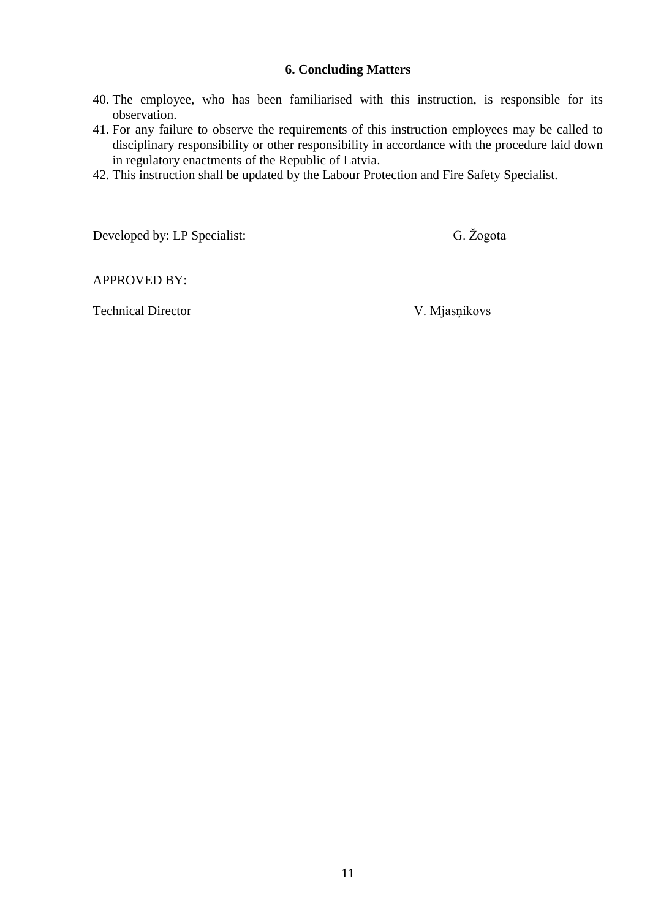## 6. Concluding Matters

40. The employee, who has been familiarised with this instruction, is responsible for its observation.
41. For any failure to observe the requirements of this instruction employees may be called to disciplinary responsibility or other responsibility in accordance with the procedure laid down in regulatory enactments of the Republic of Latvia.
42. This instruction shall be updated by the Labour Protection and Fire Safety Specialist.

Developed by: LP Specialist: G. Žogota

APPROVED BY:

Technical Director V. Mjasņikovs